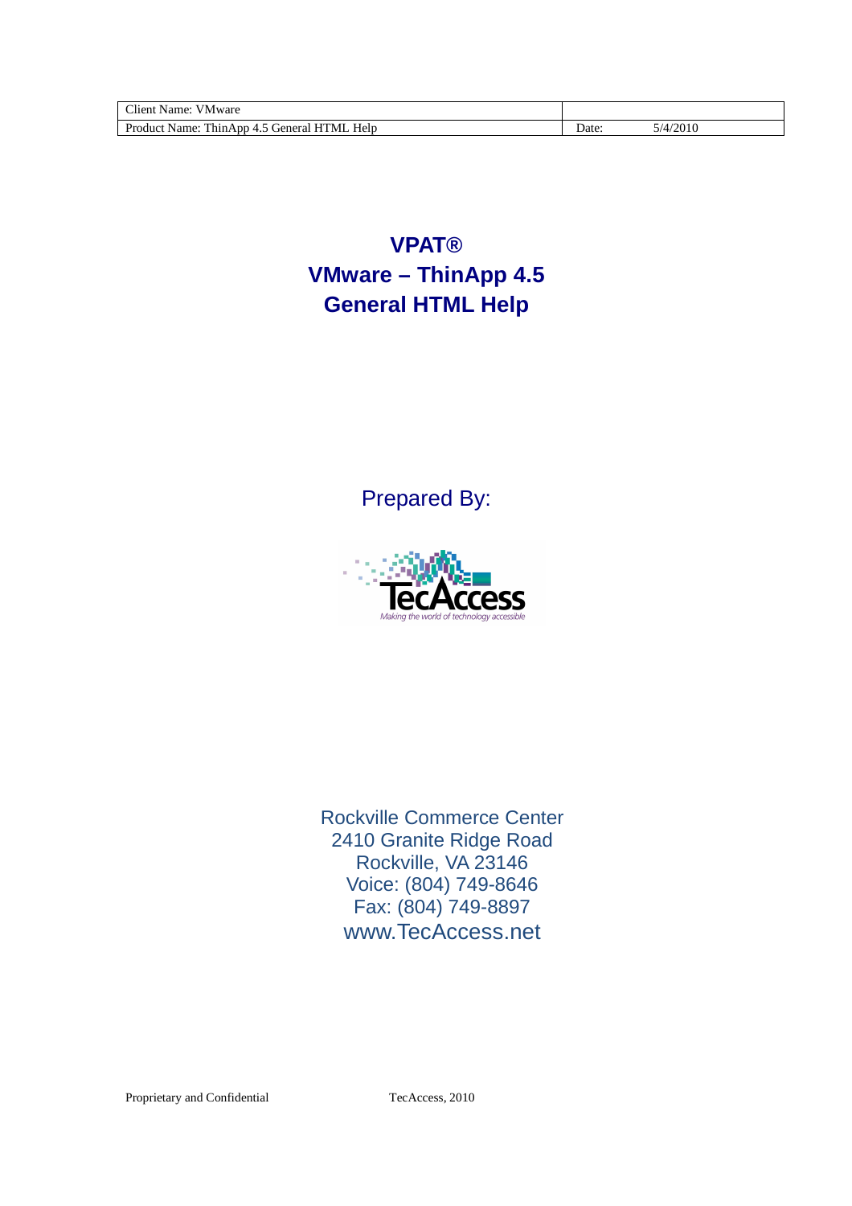| Client Name: VMware | |
| --- | --- |
| Product Name: ThinApp 4.5 General HTML Help | Date: 5/4/2010 |

# VPAT®
# VMware – ThinApp 4.5
# General HTML Help

Prepared By:

TecAccess
*Making the world of technology accessible*

Rockville Commerce Center
2410 Granite Ridge Road
Rockville, VA 23146
Voice: (804) 749-8646
Fax: (804) 749-8897
www.TecAccess.net

Proprietary and Confidential TecAccess, 2010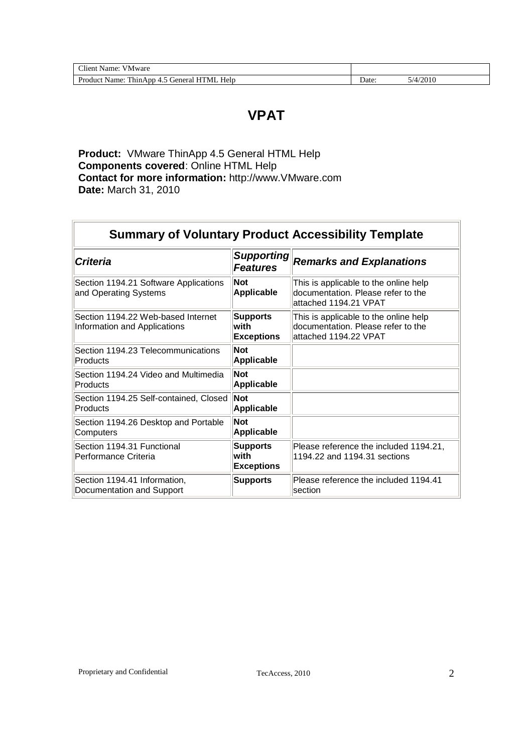| Client Name: VMware | |
| --- | --- |
| Product Name: ThinApp 4.5 General HTML Help | Date: 5/4/2010 |

# VPAT

**Product:** VMware ThinApp 4.5 General HTML Help
**Components covered**: Online HTML Help
**Contact for more information:** http://www.VMware.com
**Date:** March 31, 2010

## Summary of Voluntary Product Accessibility Template

| *Criteria* | *Supporting Features* | *Remarks and Explanations* |
| --- | --- | --- |
| Section 1194.21 Software Applications and Operating Systems | **Not Applicable** | This is applicable to the online help documentation. Please refer to the attached 1194.21 VPAT |
| Section 1194.22 Web-based Internet Information and Applications | **Supports with Exceptions** | This is applicable to the online help documentation. Please refer to the attached 1194.22 VPAT |
| Section 1194.23 Telecommunications Products | **Not Applicable** | |
| Section 1194.24 Video and Multimedia Products | **Not Applicable** | |
| Section 1194.25 Self-contained, Closed Products | **Not Applicable** | |
| Section 1194.26 Desktop and Portable Computers | **Not Applicable** | |
| Section 1194.31 Functional Performance Criteria | **Supports with Exceptions** | Please reference the included 1194.21, 1194.22 and 1194.31 sections |
| Section 1194.41 Information, Documentation and Support | **Supports** | Please reference the included 1194.41 section |

Proprietary and Confidential TecAccess, 2010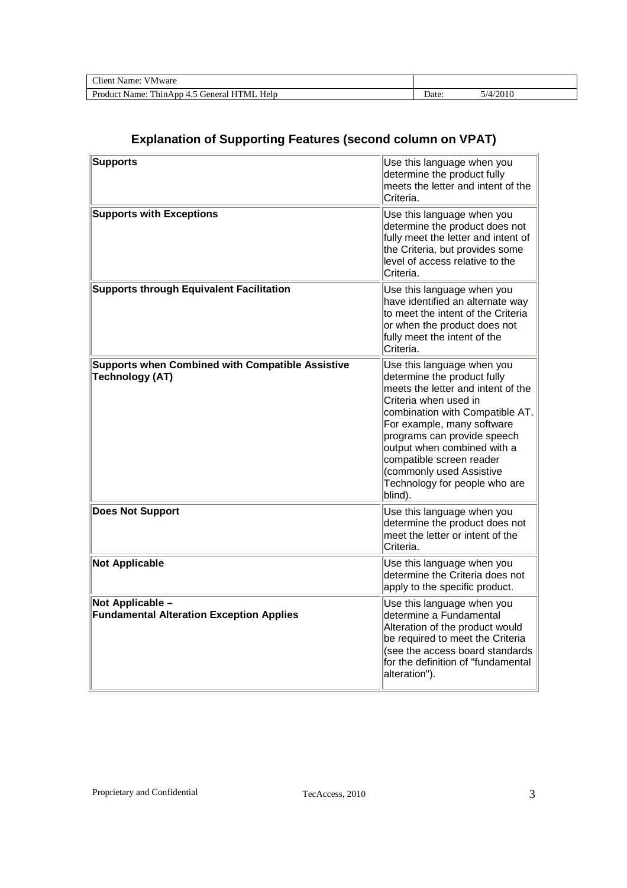## Explanation of Supporting Features (second column on VPAT)

| | |
|---|---|
| **Supports** | Use this language when you determine the product fully meets the letter and intent of the Criteria. |
| **Supports with Exceptions** | Use this language when you determine the product does not fully meet the letter and intent of the Criteria, but provides some level of access relative to the Criteria. |
| **Supports through Equivalent Facilitation** | Use this language when you have identified an alternate way to meet the intent of the Criteria or when the product does not fully meet the intent of the Criteria. |
| **Supports when Combined with Compatible Assistive Technology (AT)** | Use this language when you determine the product fully meets the letter and intent of the Criteria when used in combination with Compatible AT. For example, many software programs can provide speech output when combined with a compatible screen reader (commonly used Assistive Technology for people who are blind). |
| **Does Not Support** | Use this language when you determine the product does not meet the letter or intent of the Criteria. |
| **Not Applicable** | Use this language when you determine the Criteria does not apply to the specific product. |
| **Not Applicable – Fundamental Alteration Exception Applies** | Use this language when you determine a Fundamental Alteration of the product would be required to meet the Criteria (see the access board standards for the definition of "fundamental alteration"). |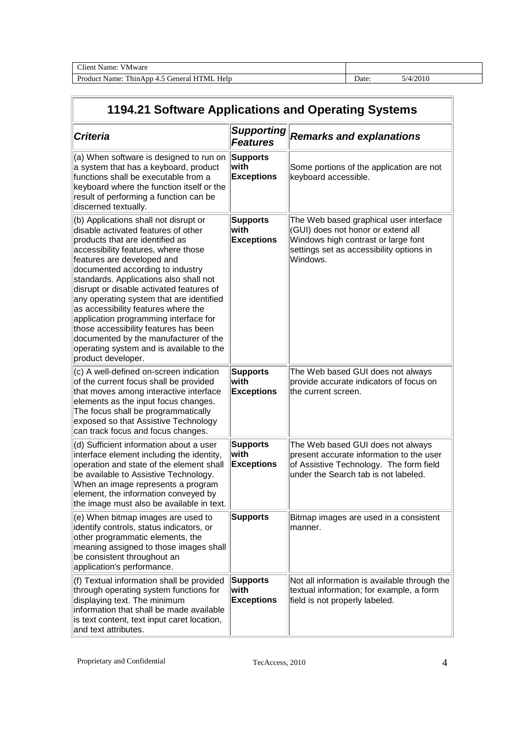| 1194.21 Software Applications and Operating Systems | | |
|---|---|---|
| ***Criteria*** | ***Supporting Features*** | ***Remarks and explanations*** |
| (a) When software is designed to run on a system that has a keyboard, product functions shall be executable from a keyboard where the function itself or the result of performing a function can be discerned textually. | **Supports with Exceptions** | Some portions of the application are not keyboard accessible. |
| (b) Applications shall not disrupt or disable activated features of other products that are identified as accessibility features, where those features are developed and documented according to industry standards. Applications also shall not disrupt or disable activated features of any operating system that are identified as accessibility features where the application programming interface for those accessibility features has been documented by the manufacturer of the operating system and is available to the product developer. | **Supports with Exceptions** | The Web based graphical user interface (GUI) does not honor or extend all Windows high contrast or large font settings set as accessibility options in Windows. |
| (c) A well-defined on-screen indication of the current focus shall be provided that moves among interactive interface elements as the input focus changes. The focus shall be programmatically exposed so that Assistive Technology can track focus and focus changes. | **Supports with Exceptions** | The Web based GUI does not always provide accurate indicators of focus on the current screen. |
| (d) Sufficient information about a user interface element including the identity, operation and state of the element shall be available to Assistive Technology. When an image represents a program element, the information conveyed by the image must also be available in text. | **Supports with Exceptions** | The Web based GUI does not always present accurate information to the user of Assistive Technology. The form field under the Search tab is not labeled. |
| (e) When bitmap images are used to identify controls, status indicators, or other programmatic elements, the meaning assigned to those images shall be consistent throughout an application's performance. | **Supports** | Bitmap images are used in a consistent manner. |
| (f) Textual information shall be provided through operating system functions for displaying text. The minimum information that shall be made available is text content, text input caret location, and text attributes. | **Supports with Exceptions** | Not all information is available through the textual information; for example, a form field is not properly labeled. |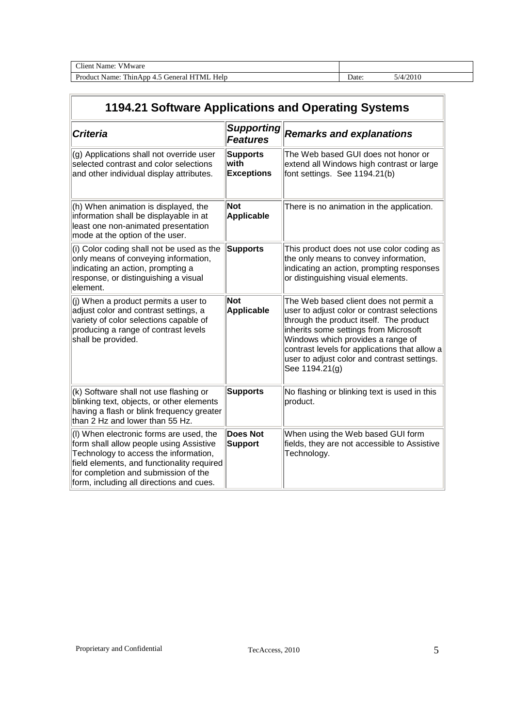| 1194.21 Software Applications and Operating Systems | | |
|---|---|---|
| ***Criteria*** | ***Supporting Features*** | ***Remarks and explanations*** |
| (g) Applications shall not override user selected contrast and color selections and other individual display attributes. | **Supports with Exceptions** | The Web based GUI does not honor or extend all Windows high contrast or large font settings. See 1194.21(b) |
| (h) When animation is displayed, the information shall be displayable in at least one non-animated presentation mode at the option of the user. | **Not Applicable** | There is no animation in the application. |
| (i) Color coding shall not be used as the only means of conveying information, indicating an action, prompting a response, or distinguishing a visual element. | **Supports** | This product does not use color coding as the only means to convey information, indicating an action, prompting responses or distinguishing visual elements. |
| (j) When a product permits a user to adjust color and contrast settings, a variety of color selections capable of producing a range of contrast levels shall be provided. | **Not Applicable** | The Web based client does not permit a user to adjust color or contrast selections through the product itself. The product inherits some settings from Microsoft Windows which provides a range of contrast levels for applications that allow a user to adjust color and contrast settings. See 1194.21(g) |
| (k) Software shall not use flashing or blinking text, objects, or other elements having a flash or blink frequency greater than 2 Hz and lower than 55 Hz. | **Supports** | No flashing or blinking text is used in this product. |
| (l) When electronic forms are used, the form shall allow people using Assistive Technology to access the information, field elements, and functionality required for completion and submission of the form, including all directions and cues. | **Does Not Support** | When using the Web based GUI form fields, they are not accessible to Assistive Technology. |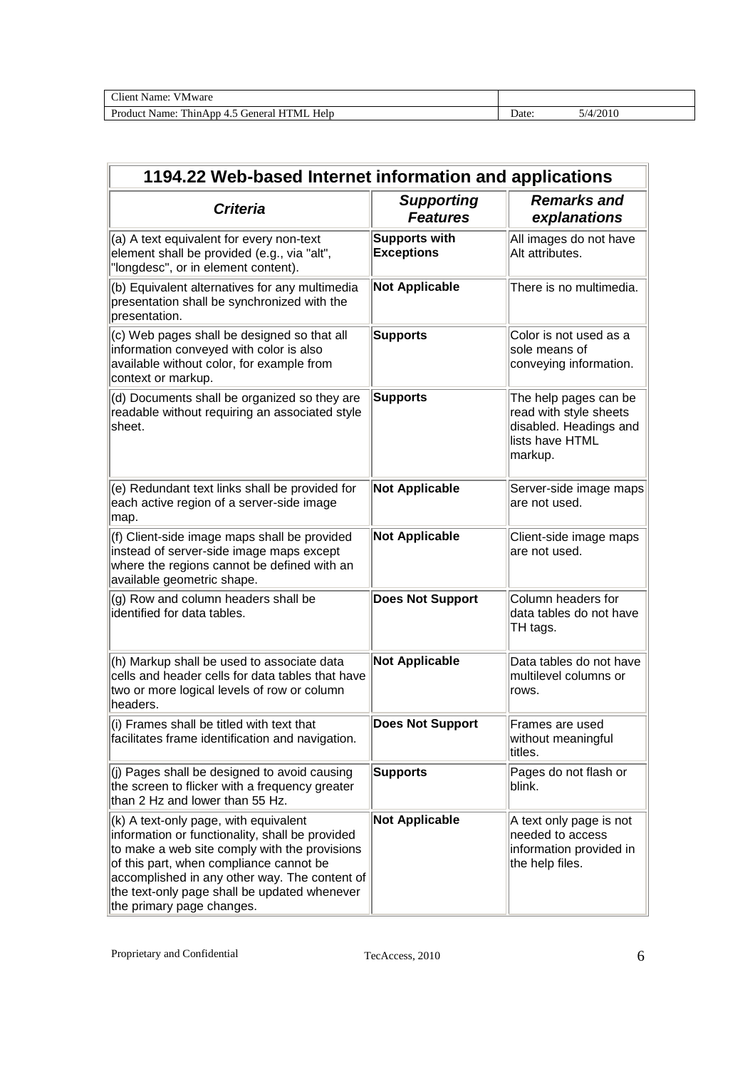| 1194.22 Web-based Internet information and applications | | |
|---|---|---|
| ***Criteria*** | ***Supporting Features*** | ***Remarks and explanations*** |
| (a) A text equivalent for every non-text element shall be provided (e.g., via "alt", "longdesc", or in element content). | **Supports with Exceptions** | All images do not have Alt attributes. |
| (b) Equivalent alternatives for any multimedia presentation shall be synchronized with the presentation. | **Not Applicable** | There is no multimedia. |
| (c) Web pages shall be designed so that all information conveyed with color is also available without color, for example from context or markup. | **Supports** | Color is not used as a sole means of conveying information. |
| (d) Documents shall be organized so they are readable without requiring an associated style sheet. | **Supports** | The help pages can be read with style sheets disabled. Headings and lists have HTML markup. |
| (e) Redundant text links shall be provided for each active region of a server-side image map. | **Not Applicable** | Server-side image maps are not used. |
| (f) Client-side image maps shall be provided instead of server-side image maps except where the regions cannot be defined with an available geometric shape. | **Not Applicable** | Client-side image maps are not used. |
| (g) Row and column headers shall be identified for data tables. | **Does Not Support** | Column headers for data tables do not have TH tags. |
| (h) Markup shall be used to associate data cells and header cells for data tables that have two or more logical levels of row or column headers. | **Not Applicable** | Data tables do not have multilevel columns or rows. |
| (i) Frames shall be titled with text that facilitates frame identification and navigation. | **Does Not Support** | Frames are used without meaningful titles. |
| (j) Pages shall be designed to avoid causing the screen to flicker with a frequency greater than 2 Hz and lower than 55 Hz. | **Supports** | Pages do not flash or blink. |
| (k) A text-only page, with equivalent information or functionality, shall be provided to make a web site comply with the provisions of this part, when compliance cannot be accomplished in any other way. The content of the text-only page shall be updated whenever the primary page changes. | **Not Applicable** | A text only page is not needed to access information provided in the help files. |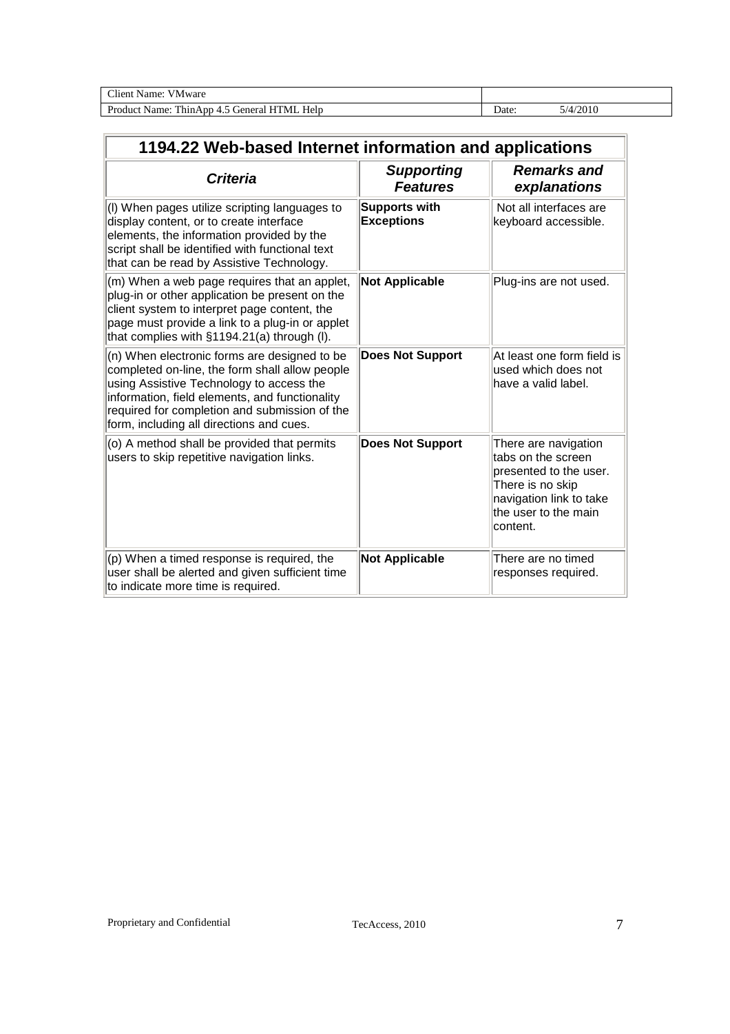| Client Name: VMware | |
| --- | --- |
| Product Name: ThinApp 4.5 General HTML Help | Date: 5/4/2010 |

| 1194.22 Web-based Internet information and applications | | |
| --- | --- | --- |
| ***Criteria*** | ***Supporting Features*** | ***Remarks and explanations*** |
| (l) When pages utilize scripting languages to display content, or to create interface elements, the information provided by the script shall be identified with functional text that can be read by Assistive Technology. | **Supports with Exceptions** | Not all interfaces are keyboard accessible. |
| (m) When a web page requires that an applet, plug-in or other application be present on the client system to interpret page content, the page must provide a link to a plug-in or applet that complies with §1194.21(a) through (l). | **Not Applicable** | Plug-ins are not used. |
| (n) When electronic forms are designed to be completed on-line, the form shall allow people using Assistive Technology to access the information, field elements, and functionality required for completion and submission of the form, including all directions and cues. | **Does Not Support** | At least one form field is used which does not have a valid label. |
| (o) A method shall be provided that permits users to skip repetitive navigation links. | **Does Not Support** | There are navigation tabs on the screen presented to the user. There is no skip navigation link to take the user to the main content. |
| (p) When a timed response is required, the user shall be alerted and given sufficient time to indicate more time is required. | **Not Applicable** | There are no timed responses required. |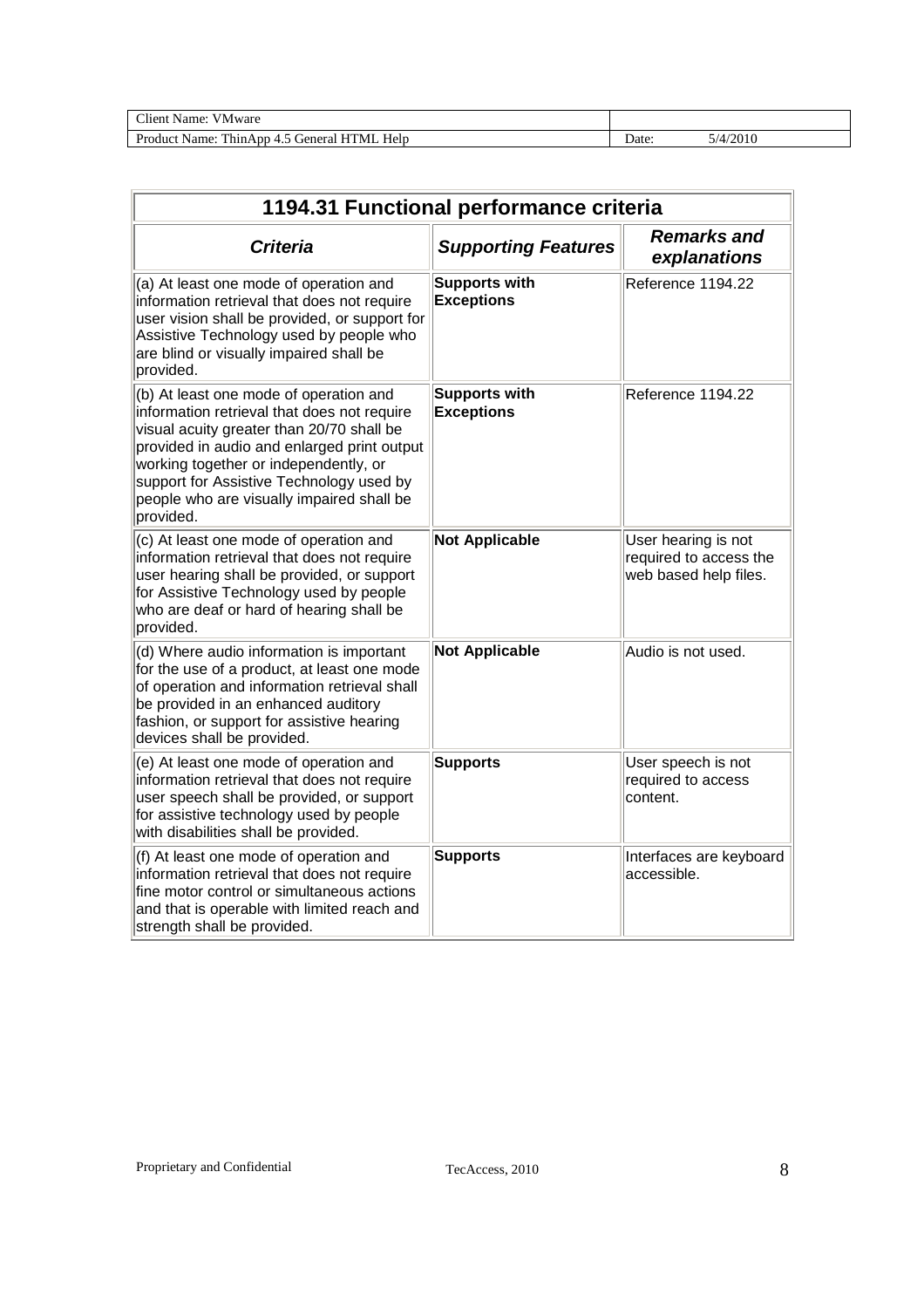| Client Name: VMware | |
|---|---|
| Product Name: ThinApp 4.5 General HTML Help | Date: 5/4/2010 |

| 1194.31 Functional performance criteria | | |
|---|---|---|
| ***Criteria*** | ***Supporting Features*** | ***Remarks and explanations*** |
| (a) At least one mode of operation and information retrieval that does not require user vision shall be provided, or support for Assistive Technology used by people who are blind or visually impaired shall be provided. | **Supports with Exceptions** | Reference 1194.22 |
| (b) At least one mode of operation and information retrieval that does not require visual acuity greater than 20/70 shall be provided in audio and enlarged print output working together or independently, or support for Assistive Technology used by people who are visually impaired shall be provided. | **Supports with Exceptions** | Reference 1194.22 |
| (c) At least one mode of operation and information retrieval that does not require user hearing shall be provided, or support for Assistive Technology used by people who are deaf or hard of hearing shall be provided. | **Not Applicable** | User hearing is not required to access the web based help files. |
| (d) Where audio information is important for the use of a product, at least one mode of operation and information retrieval shall be provided in an enhanced auditory fashion, or support for assistive hearing devices shall be provided. | **Not Applicable** | Audio is not used. |
| (e) At least one mode of operation and information retrieval that does not require user speech shall be provided, or support for assistive technology used by people with disabilities shall be provided. | **Supports** | User speech is not required to access content. |
| (f) At least one mode of operation and information retrieval that does not require fine motor control or simultaneous actions and that is operable with limited reach and strength shall be provided. | **Supports** | Interfaces are keyboard accessible. |

Proprietary and Confidential TecAccess, 2010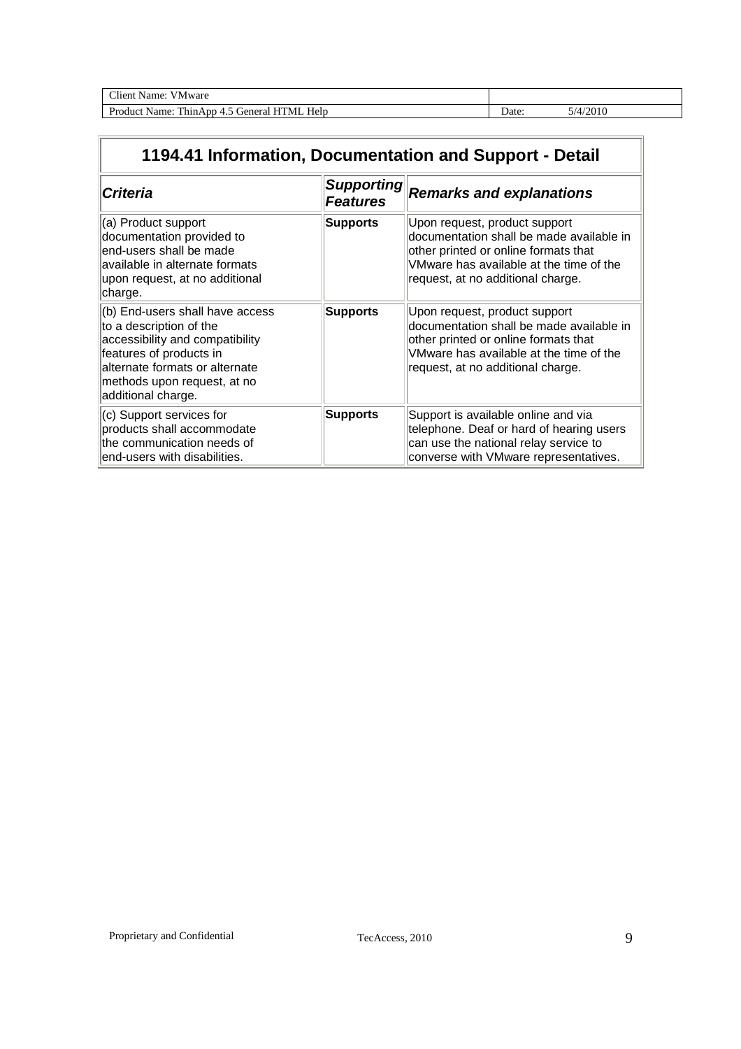## 1194.41 Information, Documentation and Support - Detail

| *Criteria* | *Supporting Features* | *Remarks and explanations* |
|---|---|---|
| (a) Product support documentation provided to end-users shall be made available in alternate formats upon request, at no additional charge. | **Supports** | Upon request, product support documentation shall be made available in other printed or online formats that VMware has available at the time of the request, at no additional charge. |
| (b) End-users shall have access to a description of the accessibility and compatibility features of products in alternate formats or alternate methods upon request, at no additional charge. | **Supports** | Upon request, product support documentation shall be made available in other printed or online formats that VMware has available at the time of the request, at no additional charge. |
| (c) Support services for products shall accommodate the communication needs of end-users with disabilities. | **Supports** | Support is available online and via telephone. Deaf or hard of hearing users can use the national relay service to converse with VMware representatives. |